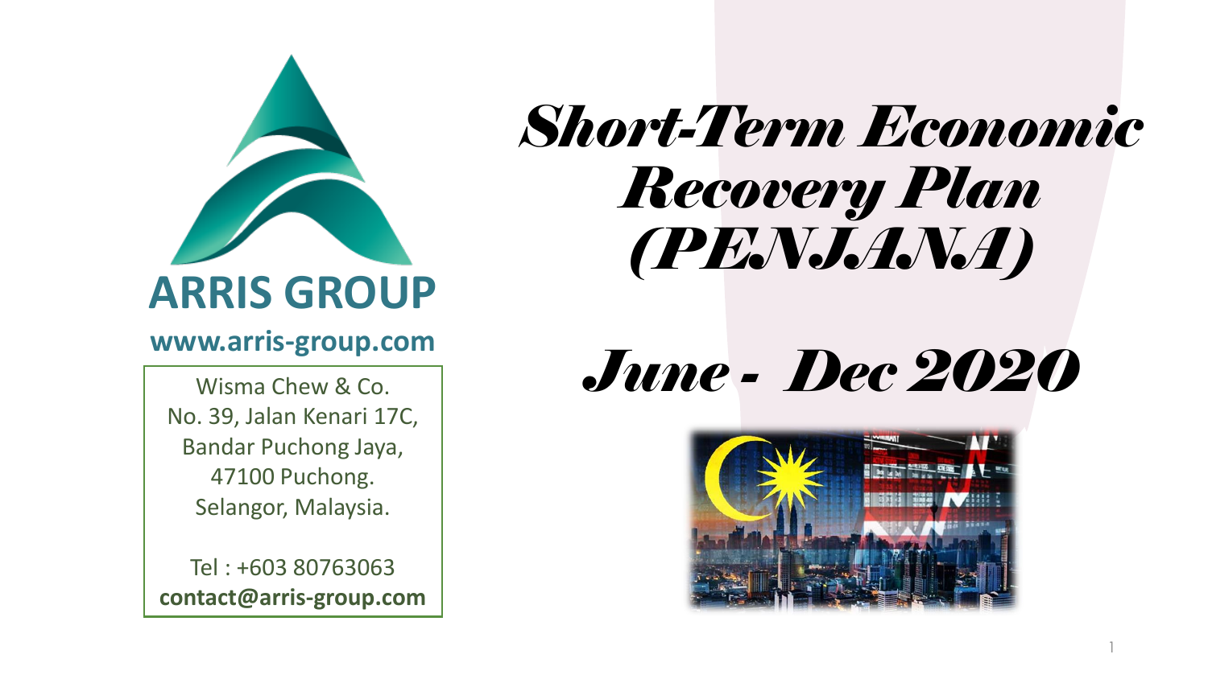# *Short-Term Economic Recovery Plan (PENJANA)*

## *June - Dec 2020*

**ARRIS GROUP**

**www.arris-group.com**

Wisma Chew & Co.
No. 39, Jalan Kenari 17C,
Bandar Puchong Jaya,
47100 Puchong.
Selangor, Malaysia.

Tel : +603 80763063
**contact@arris-group.com**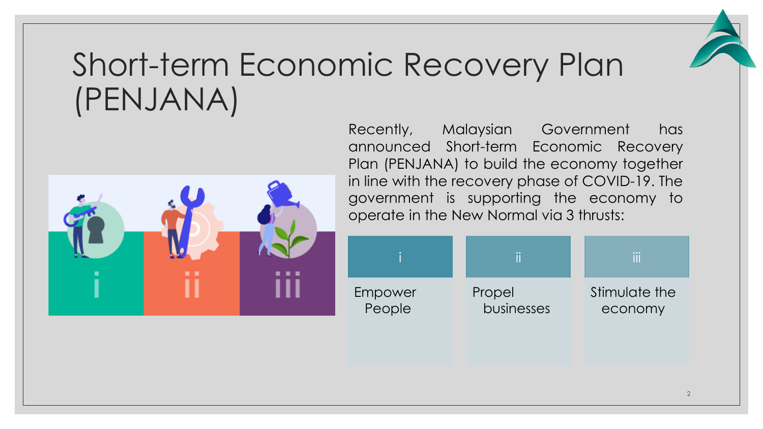# Short-term Economic Recovery Plan (PENJANA)

Recently, Malaysian Government has announced Short-term Economic Recovery Plan (PENJANA) to build the economy together in line with the recovery phase of COVID-19. The government is supporting the economy to operate in the New Normal via 3 thrusts:

| i | ii | iii |
|---|---|---|
| Empower People | Propel businesses | Stimulate the economy |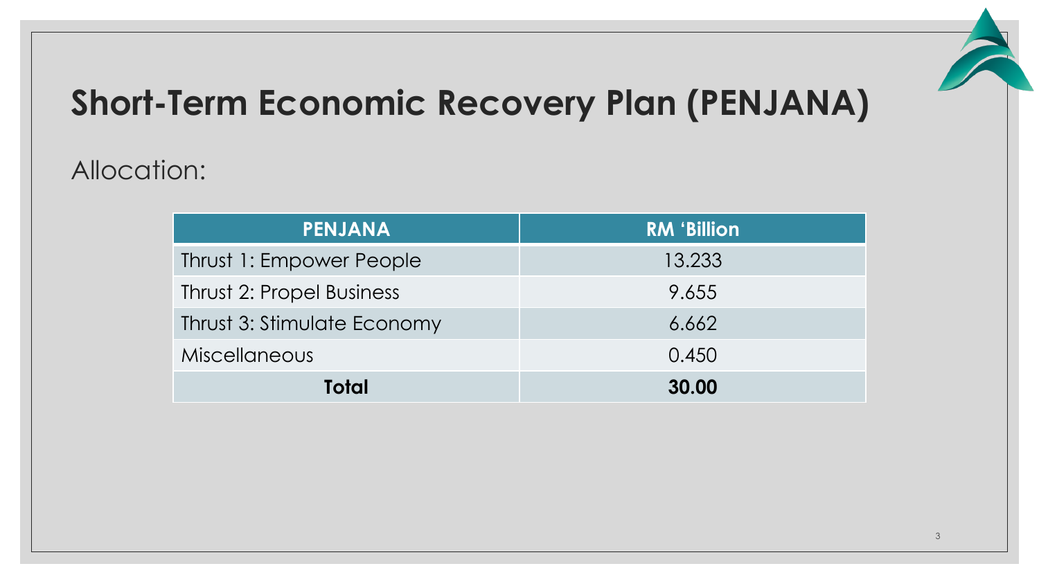# Short-Term Economic Recovery Plan (PENJANA)

Allocation:

| PENJANA | RM 'Billion |
|---|---|
| Thrust 1: Empower People | 13.233 |
| Thrust 2: Propel Business | 9.655 |
| Thrust 3: Stimulate Economy | 6.662 |
| Miscellaneous | 0.450 |
| **Total** | **30.00** |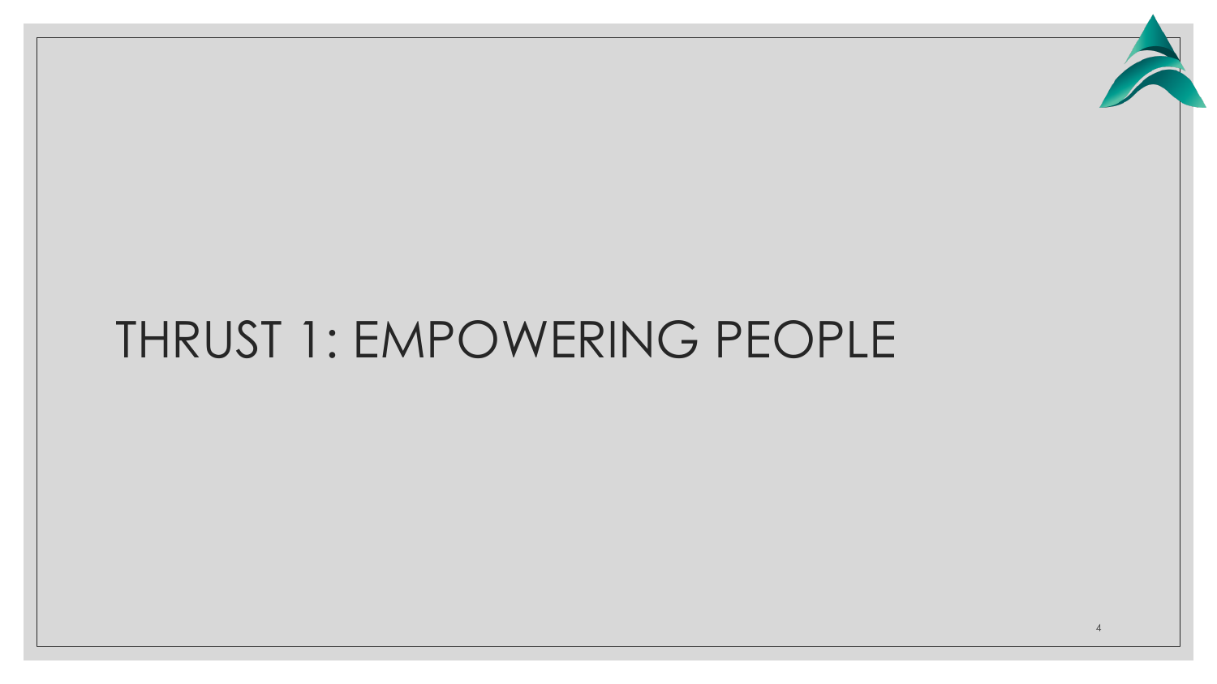# THRUST 1: EMPOWERING PEOPLE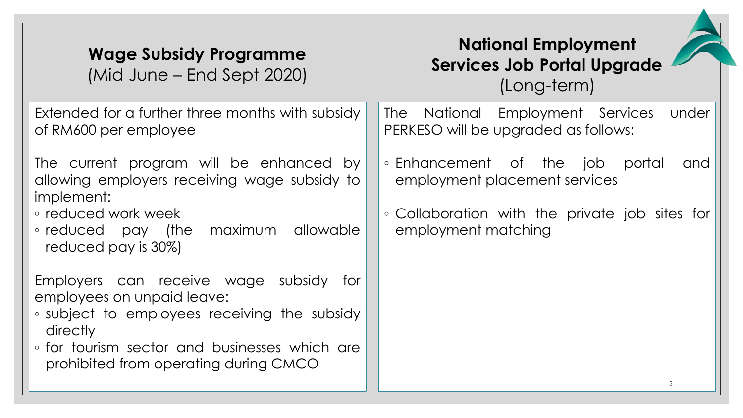## Wage Subsidy Programme
(Mid June – End Sept 2020)

Extended for a further three months with subsidy of RM600 per employee

The current program will be enhanced by allowing employers receiving wage subsidy to implement:

- reduced work week
- reduced pay (the maximum allowable reduced pay is 30%)

Employers can receive wage subsidy for employees on unpaid leave:

- subject to employees receiving the subsidy directly
- for tourism sector and businesses which are prohibited from operating during CMCO

## National Employment Services Job Portal Upgrade
(Long-term)

The National Employment Services under PERKESO will be upgraded as follows:

- Enhancement of the job portal and employment placement services
- Collaboration with the private job sites for employment matching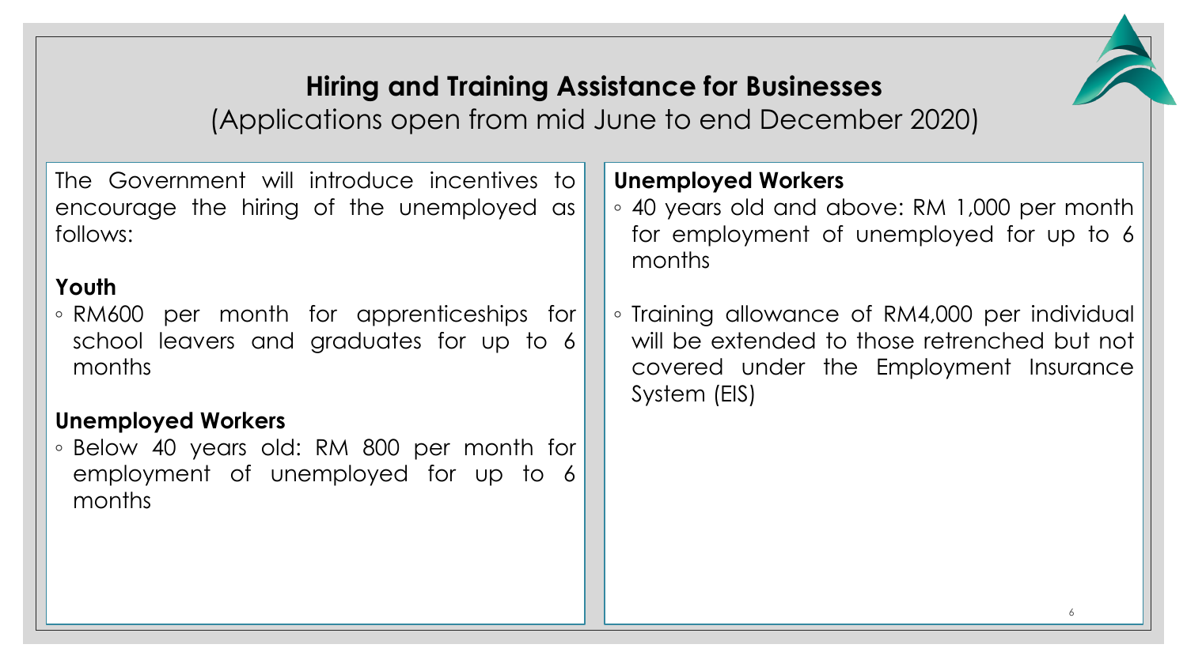# Hiring and Training Assistance for Businesses

(Applications open from mid June to end December 2020)

The Government will introduce incentives to encourage the hiring of the unemployed as follows:

**Youth**

- RM600 per month for apprenticeships for school leavers and graduates for up to 6 months

**Unemployed Workers**

- Below 40 years old: RM 800 per month for employment of unemployed for up to 6 months

**Unemployed Workers**

- 40 years old and above: RM 1,000 per month for employment of unemployed for up to 6 months
- Training allowance of RM4,000 per individual will be extended to those retrenched but not covered under the Employment Insurance System (EIS)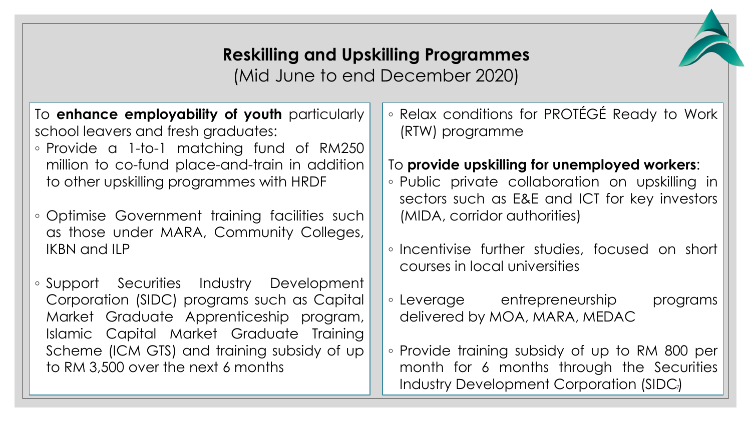## Reskilling and Upskilling Programmes

(Mid June to end December 2020)

To **enhance employability of youth** particularly school leavers and fresh graduates:

- Provide a 1-to-1 matching fund of RM250 million to co-fund place-and-train in addition to other upskilling programmes with HRDF
- Optimise Government training facilities such as those under MARA, Community Colleges, IKBN and ILP
- Support Securities Industry Development Corporation (SIDC) programs such as Capital Market Graduate Apprenticeship program, Islamic Capital Market Graduate Training Scheme (ICM GTS) and training subsidy of up to RM 3,500 over the next 6 months
- Relax conditions for PROTÉGÉ Ready to Work (RTW) programme

To **provide upskilling for unemployed workers**:

- Public private collaboration on upskilling in sectors such as E&E and ICT for key investors (MIDA, corridor authorities)
- Incentivise further studies, focused on short courses in local universities
- Leverage entrepreneurship programs delivered by MOA, MARA, MEDAC
- Provide training subsidy of up to RM 800 per month for 6 months through the Securities Industry Development Corporation (SIDC)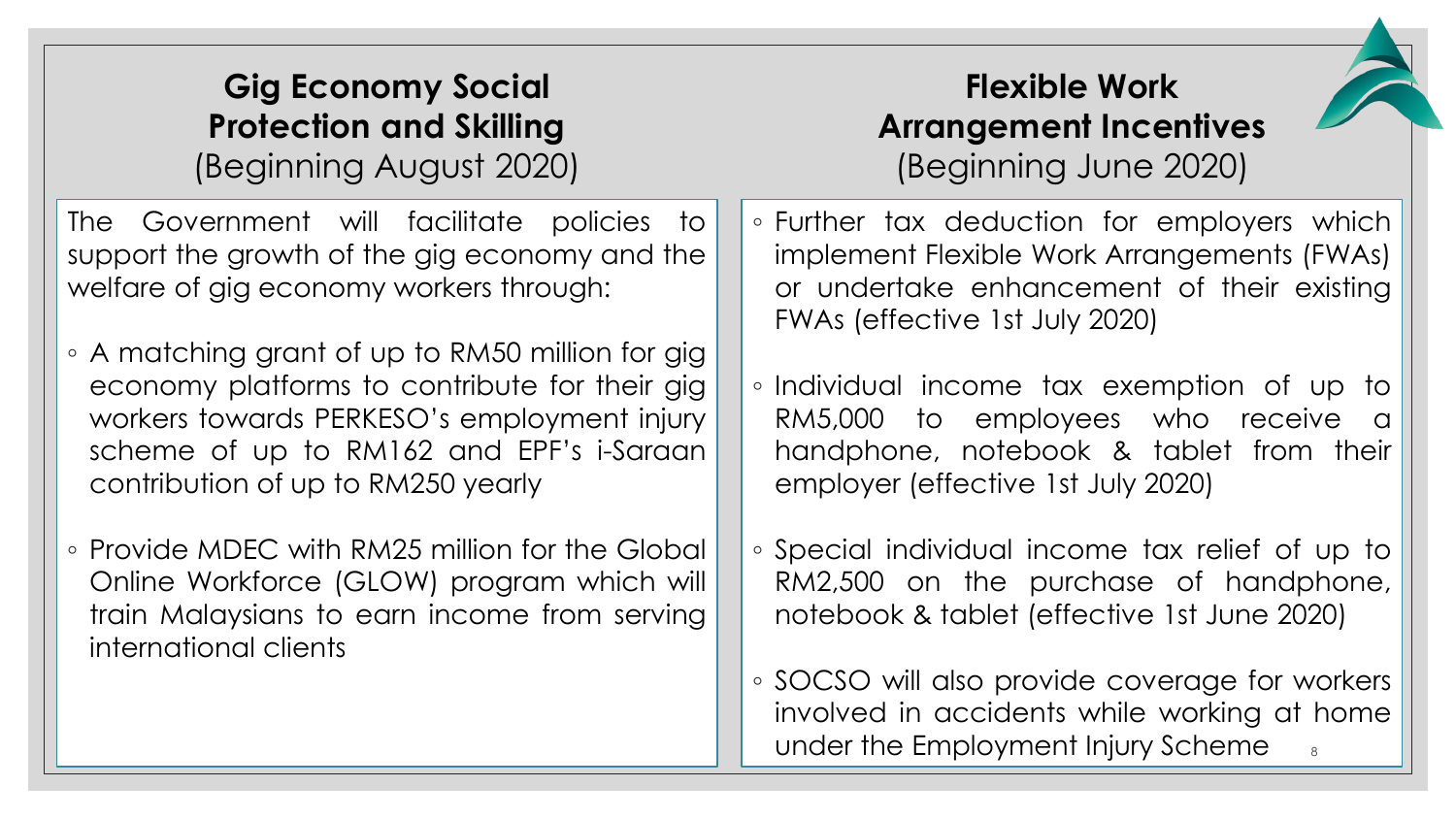## Gig Economy Social Protection and Skilling
(Beginning August 2020)

The Government will facilitate policies to support the growth of the gig economy and the welfare of gig economy workers through:

- A matching grant of up to RM50 million for gig economy platforms to contribute for their gig workers towards PERKESO's employment injury scheme of up to RM162 and EPF's i-Saraan contribution of up to RM250 yearly
- Provide MDEC with RM25 million for the Global Online Workforce (GLOW) program which will train Malaysians to earn income from serving international clients

## Flexible Work Arrangement Incentives
(Beginning June 2020)

- Further tax deduction for employers which implement Flexible Work Arrangements (FWAs) or undertake enhancement of their existing FWAs (effective 1st July 2020)
- Individual income tax exemption of up to RM5,000 to employees who receive a handphone, notebook & tablet from their employer (effective 1st July 2020)
- Special individual income tax relief of up to RM2,500 on the purchase of handphone, notebook & tablet (effective 1st June 2020)
- SOCSO will also provide coverage for workers involved in accidents while working at home under the Employment Injury Scheme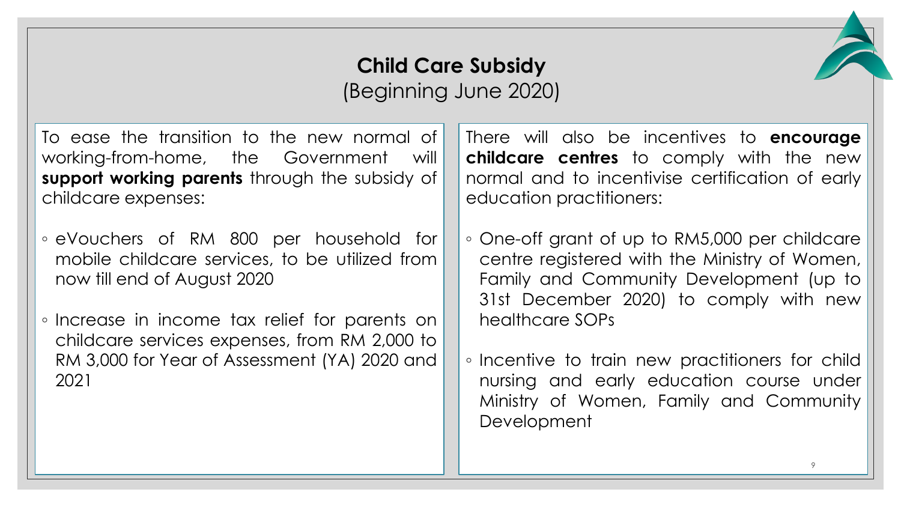## Child Care Subsidy
(Beginning June 2020)

To ease the transition to the new normal of working-from-home, the Government will **support working parents** through the subsidy of childcare expenses:

- eVouchers of RM 800 per household for mobile childcare services, to be utilized from now till end of August 2020
- Increase in income tax relief for parents on childcare services expenses, from RM 2,000 to RM 3,000 for Year of Assessment (YA) 2020 and 2021

There will also be incentives to **encourage childcare centres** to comply with the new normal and to incentivise certification of early education practitioners:

- One-off grant of up to RM5,000 per childcare centre registered with the Ministry of Women, Family and Community Development (up to 31st December 2020) to comply with new healthcare SOPs
- Incentive to train new practitioners for child nursing and early education course under Ministry of Women, Family and Community Development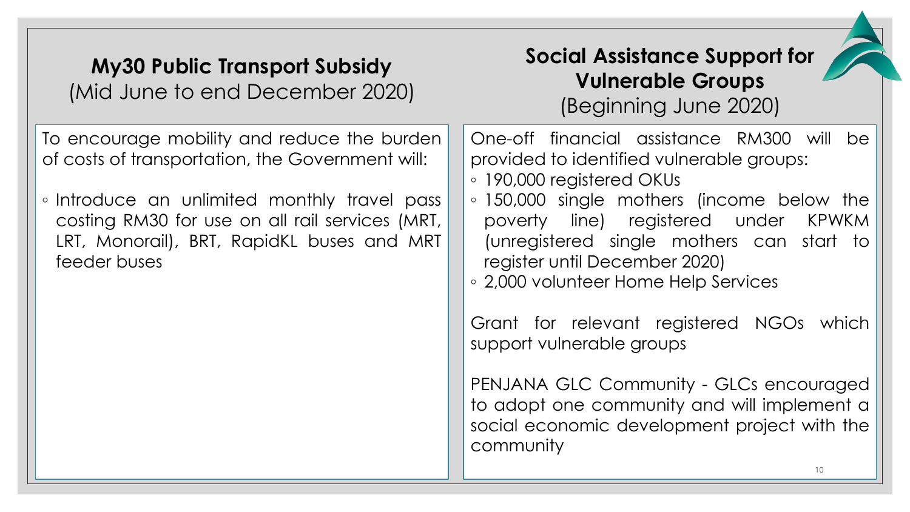## My30 Public Transport Subsidy
(Mid June to end December 2020)

To encourage mobility and reduce the burden of costs of transportation, the Government will:

- Introduce an unlimited monthly travel pass costing RM30 for use on all rail services (MRT, LRT, Monorail), BRT, RapidKL buses and MRT feeder buses

## Social Assistance Support for Vulnerable Groups
(Beginning June 2020)

One-off financial assistance RM300 will be provided to identified vulnerable groups:

- 190,000 registered OKUs
- 150,000 single mothers (income below the poverty line) registered under KPWKM (unregistered single mothers can start to register until December 2020)
- 2,000 volunteer Home Help Services

Grant for relevant registered NGOs which support vulnerable groups

PENJANA GLC Community - GLCs encouraged to adopt one community and will implement a social economic development project with the community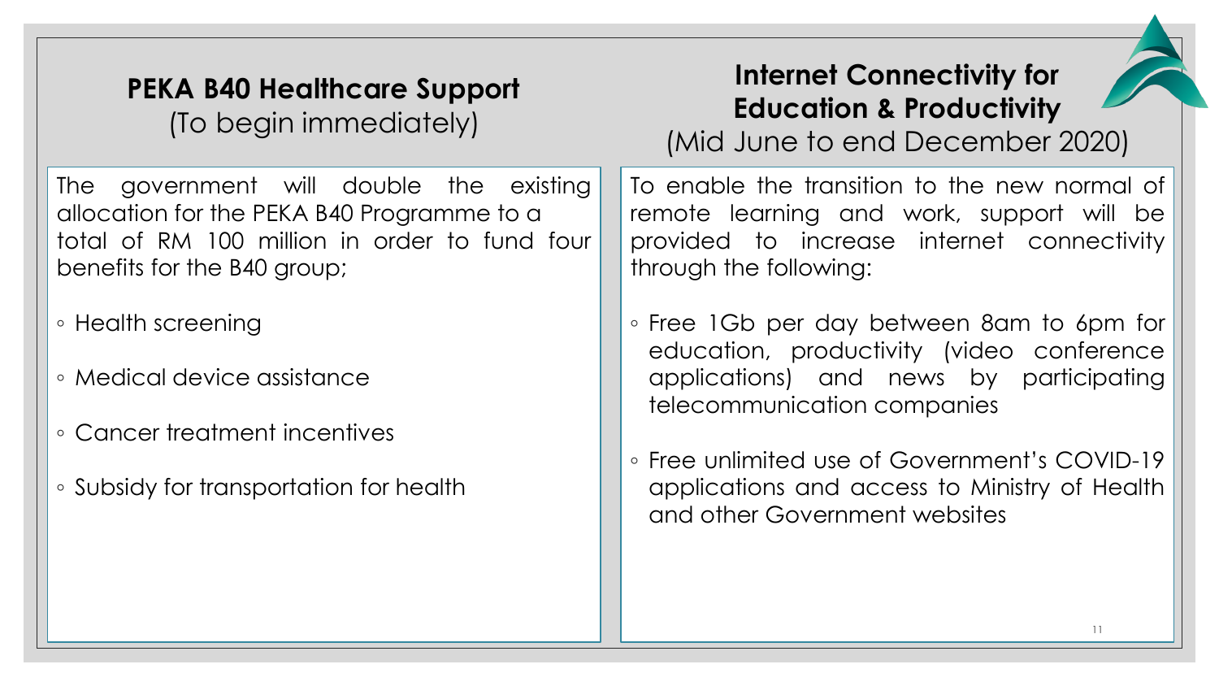## PEKA B40 Healthcare Support

(To begin immediately)

The government will double the existing allocation for the PEKA B40 Programme to a total of RM 100 million in order to fund four benefits for the B40 group;

- Health screening
- Medical device assistance
- Cancer treatment incentives
- Subsidy for transportation for health

## Internet Connectivity for Education & Productivity

(Mid June to end December 2020)

To enable the transition to the new normal of remote learning and work, support will be provided to increase internet connectivity through the following:

- Free 1Gb per day between 8am to 6pm for education, productivity (video conference applications) and news by participating telecommunication companies
- Free unlimited use of Government's COVID-19 applications and access to Ministry of Health and other Government websites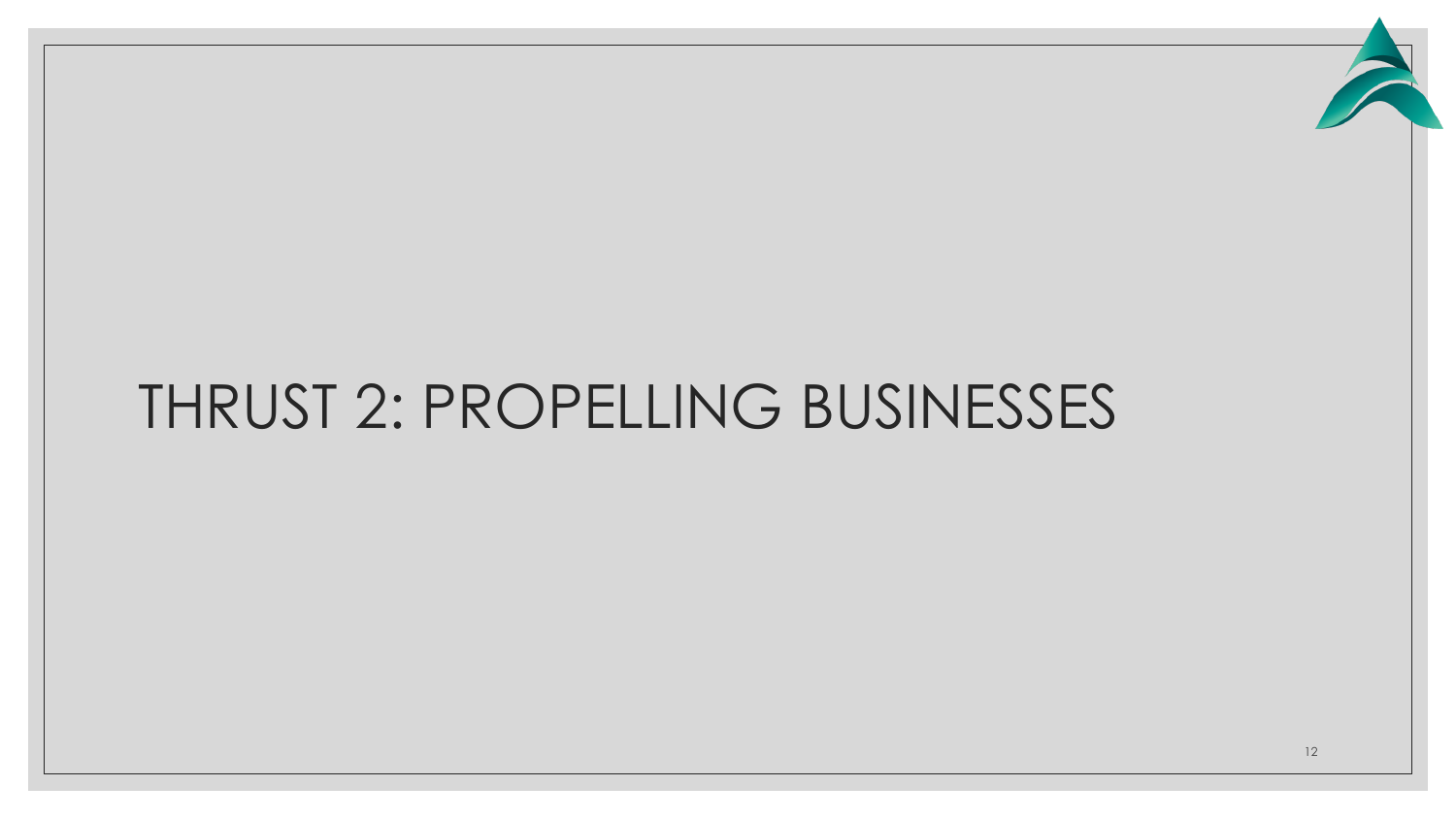# THRUST 2: PROPELLING BUSINESSES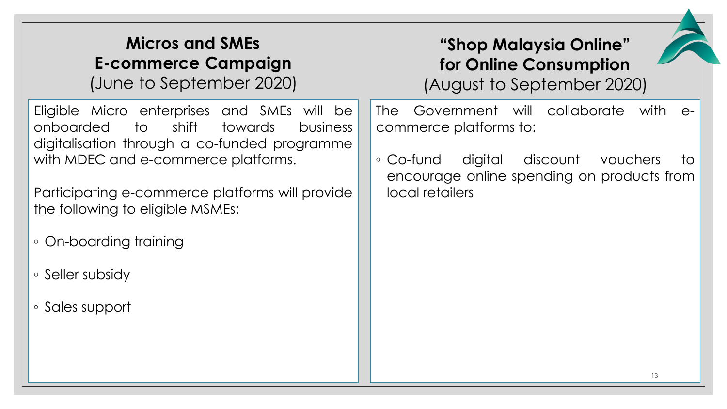## Micros and SMEs E-commerce Campaign
(June to September 2020)

Eligible Micro enterprises and SMEs will be onboarded to shift towards business digitalisation through a co-funded programme with MDEC and e-commerce platforms.

Participating e-commerce platforms will provide the following to eligible MSMEs:

- On-boarding training
- Seller subsidy
- Sales support

## "Shop Malaysia Online" for Online Consumption
(August to September 2020)

The Government will collaborate with e-commerce platforms to:

- Co-fund digital discount vouchers to encourage online spending on products from local retailers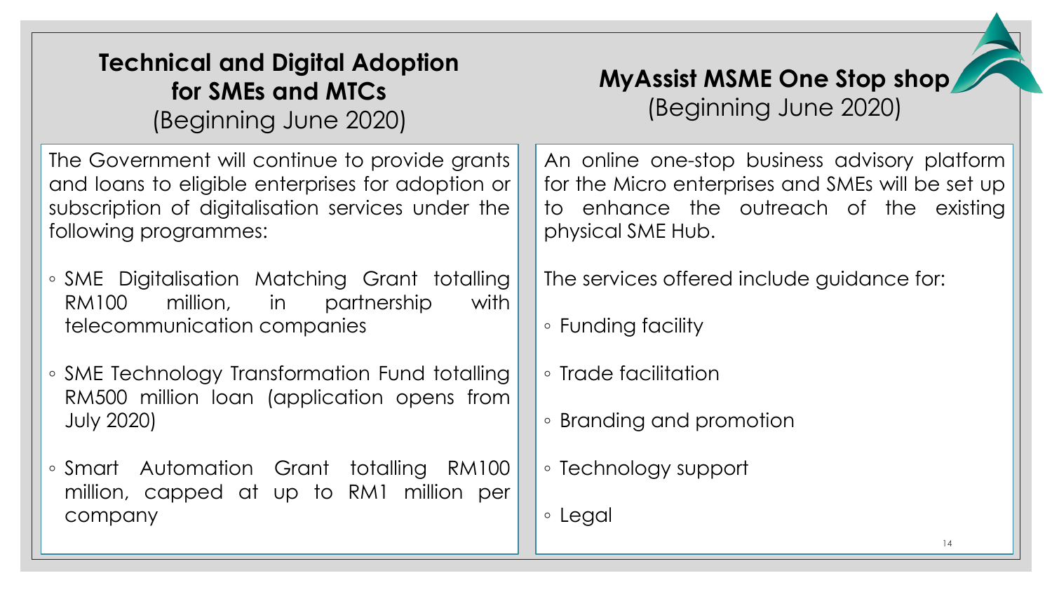## Technical and Digital Adoption for SMEs and MTCs
(Beginning June 2020)

The Government will continue to provide grants and loans to eligible enterprises for adoption or subscription of digitalisation services under the following programmes:

- SME Digitalisation Matching Grant totalling RM100 million, in partnership with telecommunication companies
- SME Technology Transformation Fund totalling RM500 million loan (application opens from July 2020)
- Smart Automation Grant totalling RM100 million, capped at up to RM1 million per company

## MyAssist MSME One Stop shop
(Beginning June 2020)

An online one-stop business advisory platform for the Micro enterprises and SMEs will be set up to enhance the outreach of the existing physical SME Hub.

The services offered include guidance for:

- Funding facility
- Trade facilitation
- Branding and promotion
- Technology support
- Legal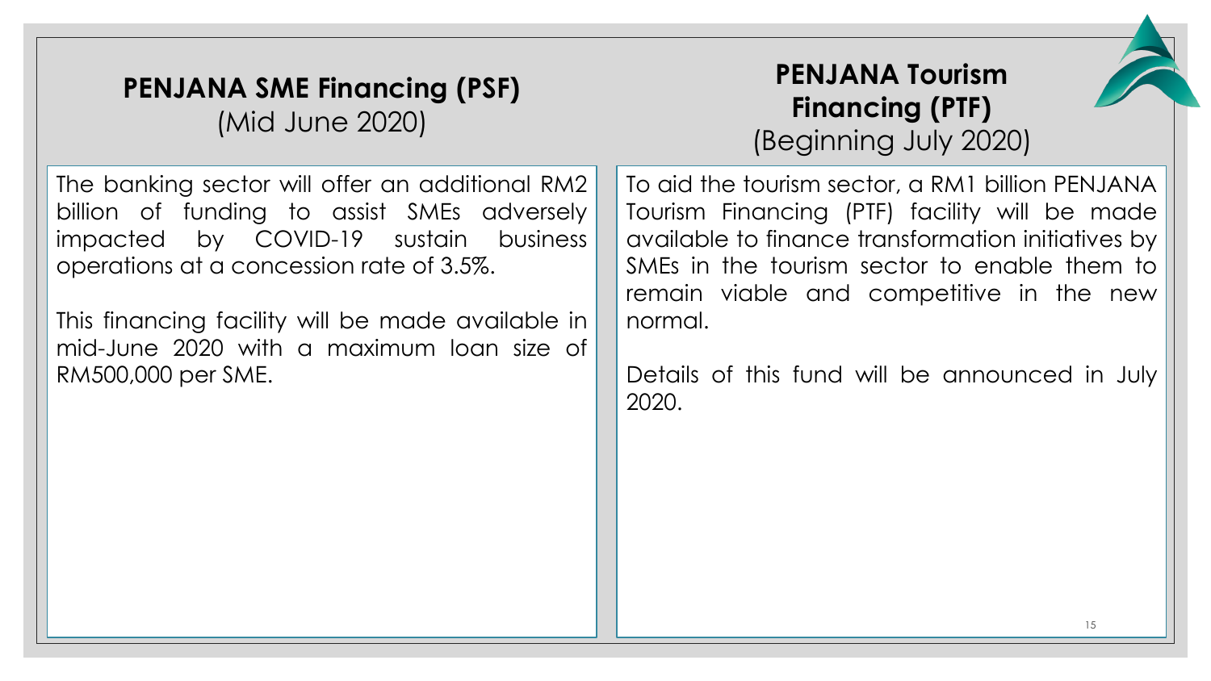## PENJANA SME Financing (PSF)

(Mid June 2020)

The banking sector will offer an additional RM2 billion of funding to assist SMEs adversely impacted by COVID-19 sustain business operations at a concession rate of 3.5%.

This financing facility will be made available in mid-June 2020 with a maximum loan size of RM500,000 per SME.

## PENJANA Tourism Financing (PTF)

(Beginning July 2020)

To aid the tourism sector, a RM1 billion PENJANA Tourism Financing (PTF) facility will be made available to finance transformation initiatives by SMEs in the tourism sector to enable them to remain viable and competitive in the new normal.

Details of this fund will be announced in July 2020.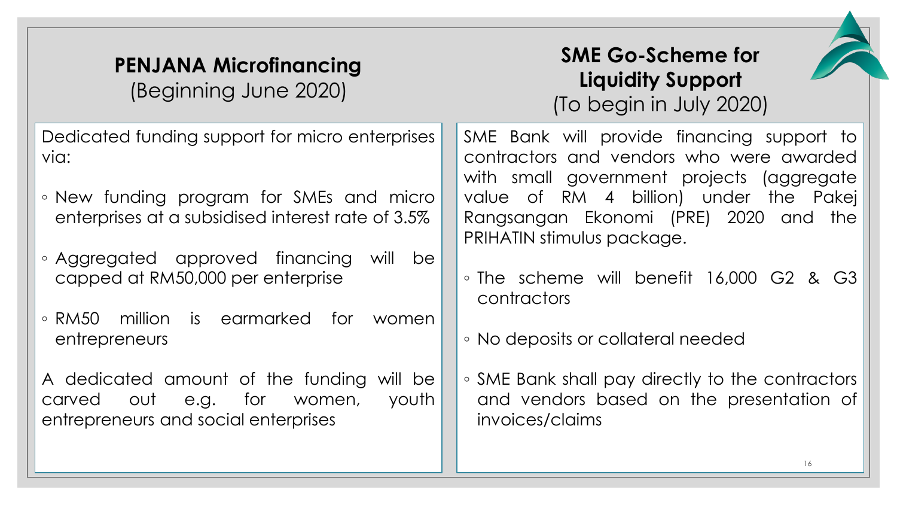## PENJANA Microfinancing
(Beginning June 2020)

Dedicated funding support for micro enterprises via:

- New funding program for SMEs and micro enterprises at a subsidised interest rate of 3.5%
- Aggregated approved financing will be capped at RM50,000 per enterprise
- RM50 million is earmarked for women entrepreneurs

A dedicated amount of the funding will be carved out e.g. for women, youth entrepreneurs and social enterprises

## SME Go-Scheme for Liquidity Support
(To begin in July 2020)

SME Bank will provide financing support to contractors and vendors who were awarded with small government projects (aggregate value of RM 4 billion) under the Pakej Rangsangan Ekonomi (PRE) 2020 and the PRIHATIN stimulus package.

- The scheme will benefit 16,000 G2 & G3 contractors
- No deposits or collateral needed
- SME Bank shall pay directly to the contractors and vendors based on the presentation of invoices/claims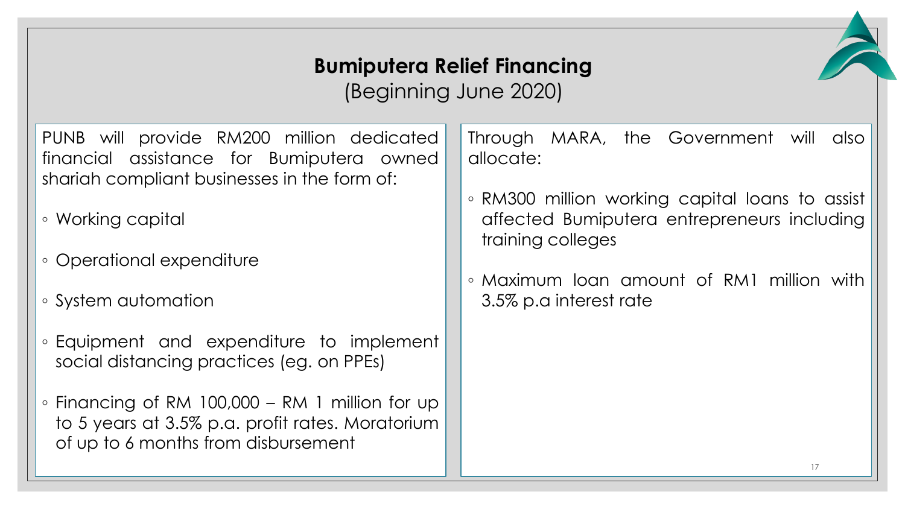## Bumiputera Relief Financing

(Beginning June 2020)

PUNB will provide RM200 million dedicated financial assistance for Bumiputera owned shariah compliant businesses in the form of:

- Working capital
- Operational expenditure
- System automation
- Equipment and expenditure to implement social distancing practices (eg. on PPEs)
- Financing of RM 100,000 – RM 1 million for up to 5 years at 3.5% p.a. profit rates. Moratorium of up to 6 months from disbursement

Through MARA, the Government will also allocate:

- RM300 million working capital loans to assist affected Bumiputera entrepreneurs including training colleges
- Maximum loan amount of RM1 million with 3.5% p.a interest rate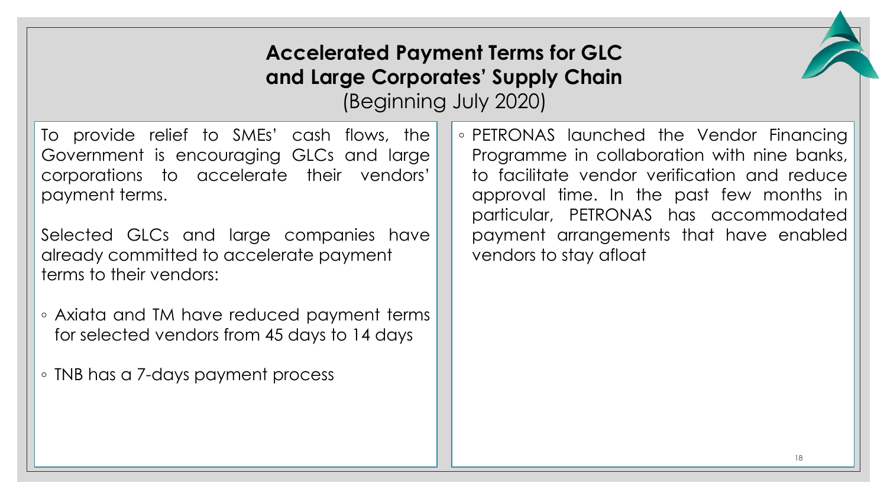# Accelerated Payment Terms for GLC and Large Corporates' Supply Chain

(Beginning July 2020)

To provide relief to SMEs' cash flows, the Government is encouraging GLCs and large corporations to accelerate their vendors' payment terms.

Selected GLCs and large companies have already committed to accelerate payment terms to their vendors:

- Axiata and TM have reduced payment terms for selected vendors from 45 days to 14 days
- TNB has a 7-days payment process
- PETRONAS launched the Vendor Financing Programme in collaboration with nine banks, to facilitate vendor verification and reduce approval time. In the past few months in particular, PETRONAS has accommodated payment arrangements that have enabled vendors to stay afloat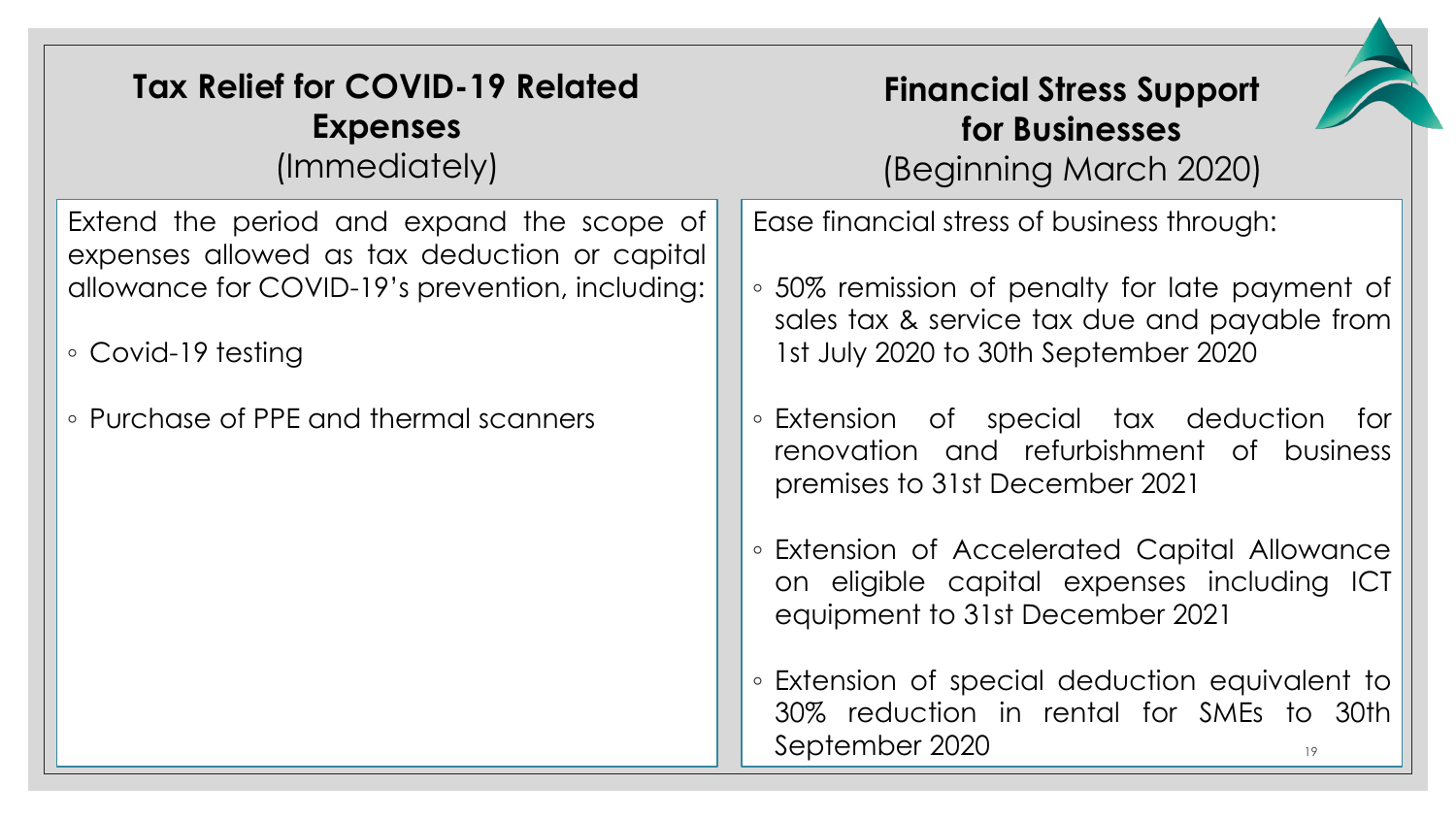## Tax Relief for COVID-19 Related Expenses
(Immediately)

Extend the period and expand the scope of expenses allowed as tax deduction or capital allowance for COVID-19's prevention, including:

- Covid-19 testing
- Purchase of PPE and thermal scanners

## Financial Stress Support for Businesses
(Beginning March 2020)

Ease financial stress of business through:

- 50% remission of penalty for late payment of sales tax & service tax due and payable from 1st July 2020 to 30th September 2020
- Extension of special tax deduction for renovation and refurbishment of business premises to 31st December 2021
- Extension of Accelerated Capital Allowance on eligible capital expenses including ICT equipment to 31st December 2021
- Extension of special deduction equivalent to 30% reduction in rental for SMEs to 30th September 2020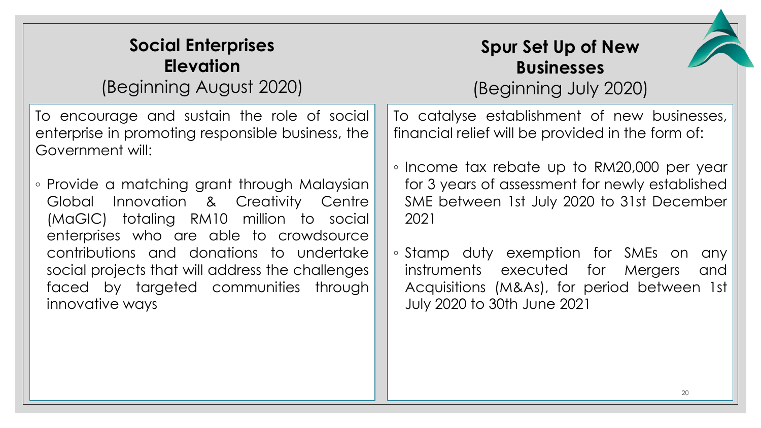## Social Enterprises Elevation
(Beginning August 2020)

To encourage and sustain the role of social enterprise in promoting responsible business, the Government will:

- Provide a matching grant through Malaysian Global Innovation & Creativity Centre (MaGIC) totaling RM10 million to social enterprises who are able to crowdsource contributions and donations to undertake social projects that will address the challenges faced by targeted communities through innovative ways

## Spur Set Up of New Businesses
(Beginning July 2020)

To catalyse establishment of new businesses, financial relief will be provided in the form of:

- Income tax rebate up to RM20,000 per year for 3 years of assessment for newly established SME between 1st July 2020 to 31st December 2021
- Stamp duty exemption for SMEs on any instruments executed for Mergers and Acquisitions (M&As), for period between 1st July 2020 to 30th June 2021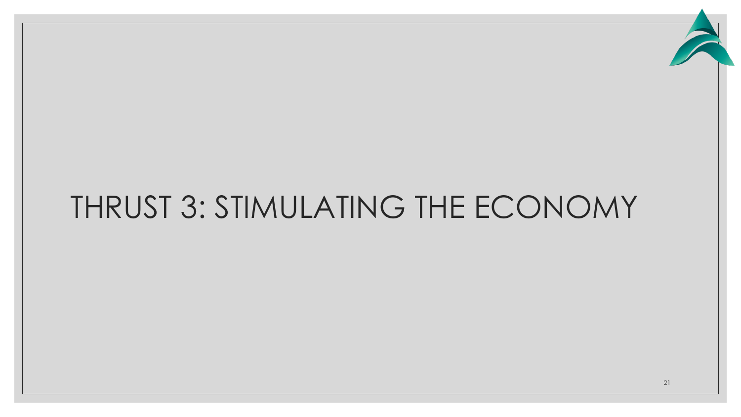# THRUST 3: STIMULATING THE ECONOMY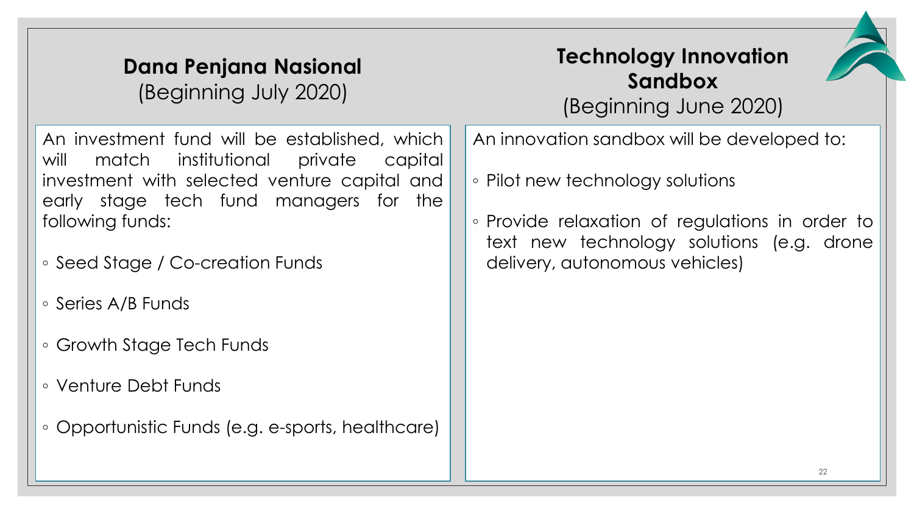## Dana Penjana Nasional
(Beginning July 2020)

An investment fund will be established, which will match institutional private capital investment with selected venture capital and early stage tech fund managers for the following funds:

- Seed Stage / Co-creation Funds
- Series A/B Funds
- Growth Stage Tech Funds
- Venture Debt Funds
- Opportunistic Funds (e.g. e-sports, healthcare)

## Technology Innovation Sandbox
(Beginning June 2020)

An innovation sandbox will be developed to:

- Pilot new technology solutions
- Provide relaxation of regulations in order to text new technology solutions (e.g. drone delivery, autonomous vehicles)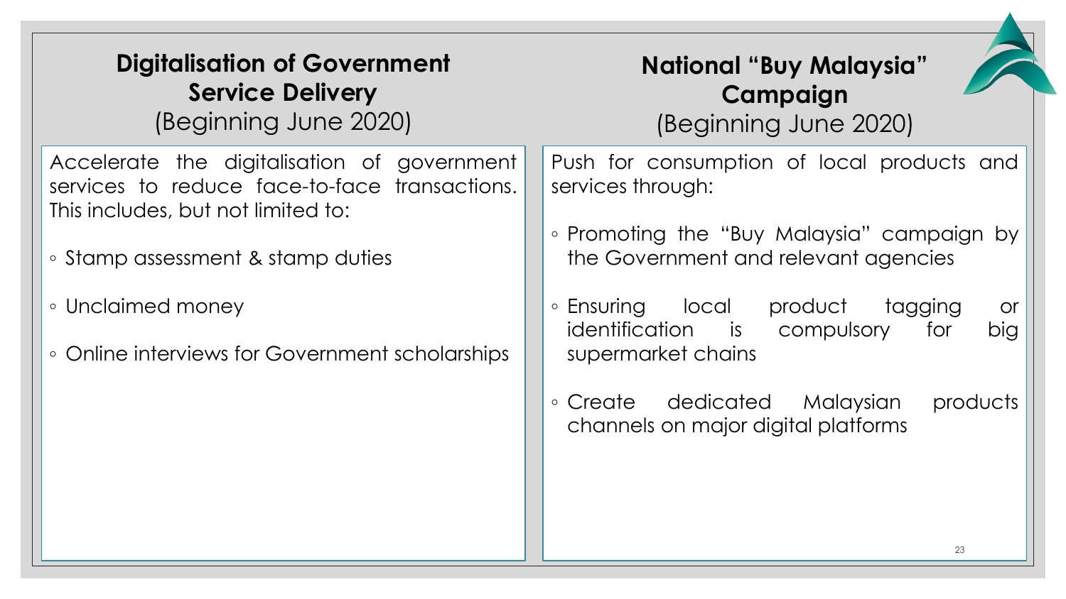## Digitalisation of Government Service Delivery
(Beginning June 2020)

Accelerate the digitalisation of government services to reduce face-to-face transactions. This includes, but not limited to:

- Stamp assessment & stamp duties
- Unclaimed money
- Online interviews for Government scholarships

## National "Buy Malaysia" Campaign
(Beginning June 2020)

Push for consumption of local products and services through:

- Promoting the "Buy Malaysia" campaign by the Government and relevant agencies
- Ensuring local product tagging or identification is compulsory for big supermarket chains
- Create dedicated Malaysian products channels on major digital platforms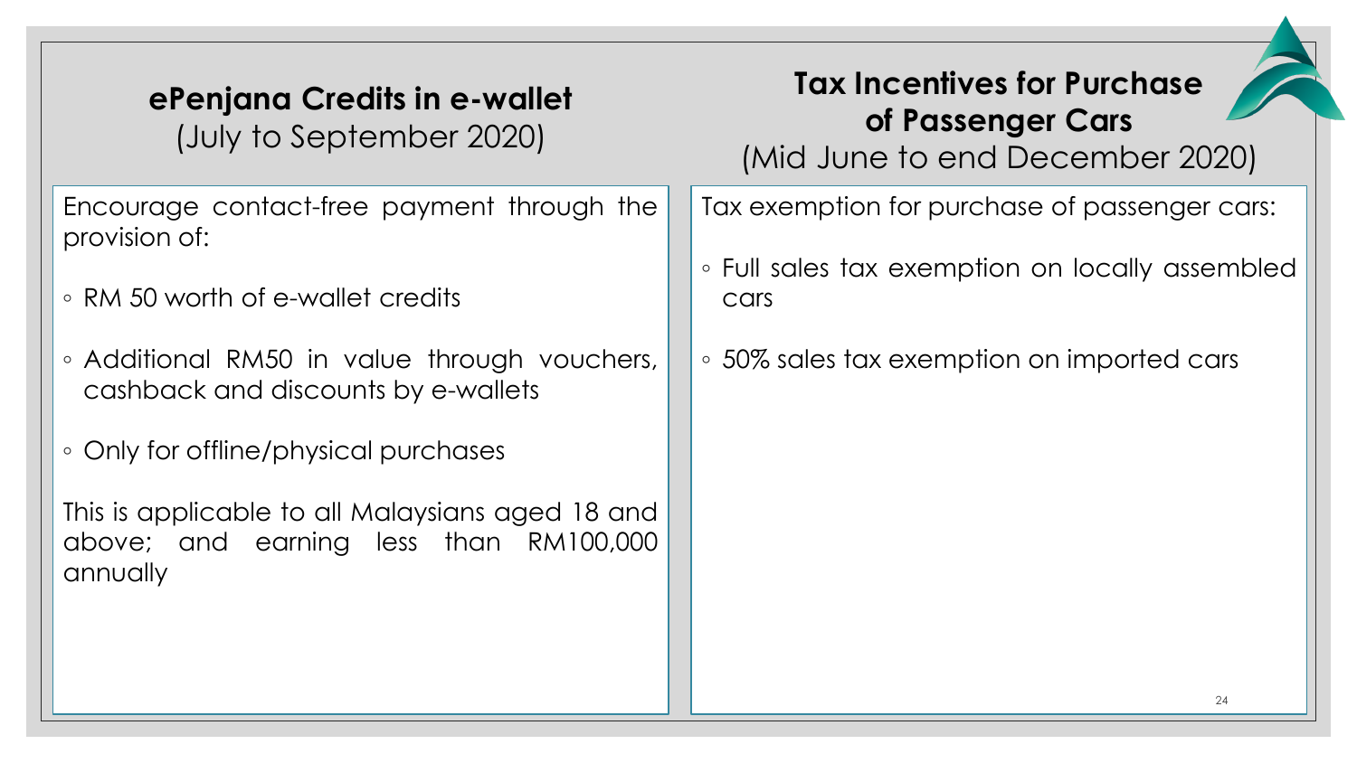## ePenjana Credits in e-wallet
(July to September 2020)

Encourage contact-free payment through the provision of:

- RM 50 worth of e-wallet credits
- Additional RM50 in value through vouchers, cashback and discounts by e-wallets
- Only for offline/physical purchases

This is applicable to all Malaysians aged 18 and above; and earning less than RM100,000 annually

## Tax Incentives for Purchase of Passenger Cars
(Mid June to end December 2020)

Tax exemption for purchase of passenger cars:

- Full sales tax exemption on locally assembled cars
- 50% sales tax exemption on imported cars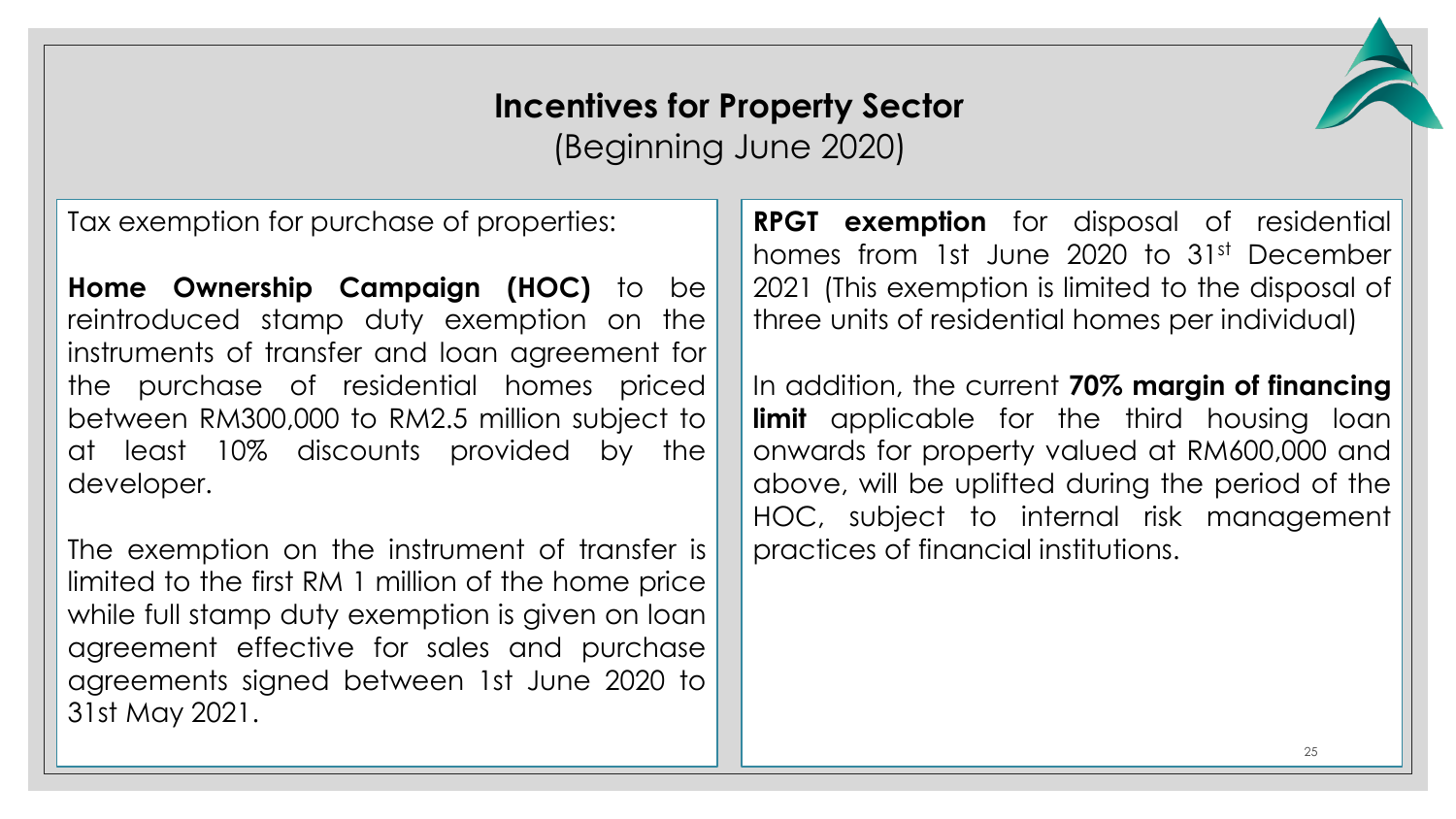# Incentives for Property Sector
(Beginning June 2020)

Tax exemption for purchase of properties:

**Home Ownership Campaign (HOC)** to be reintroduced stamp duty exemption on the instruments of transfer and loan agreement for the purchase of residential homes priced between RM300,000 to RM2.5 million subject to at least 10% discounts provided by the developer.

The exemption on the instrument of transfer is limited to the first RM 1 million of the home price while full stamp duty exemption is given on loan agreement effective for sales and purchase agreements signed between 1st June 2020 to 31st May 2021.

**RPGT exemption** for disposal of residential homes from 1st June 2020 to 31st December 2021 (This exemption is limited to the disposal of three units of residential homes per individual)

In addition, the current **70% margin of financing limit** applicable for the third housing loan onwards for property valued at RM600,000 and above, will be uplifted during the period of the HOC, subject to internal risk management practices of financial institutions.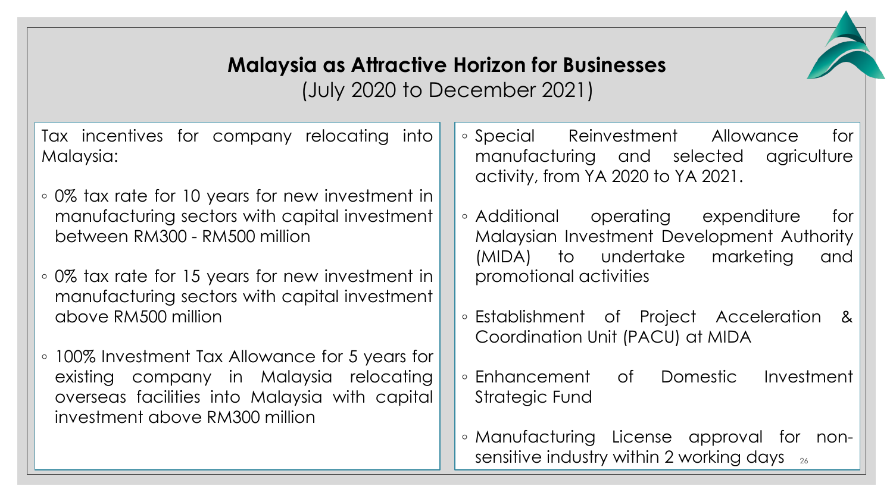# Malaysia as Attractive Horizon for Businesses

(July 2020 to December 2021)

Tax incentives for company relocating into Malaysia:

- 0% tax rate for 10 years for new investment in manufacturing sectors with capital investment between RM300 - RM500 million
- 0% tax rate for 15 years for new investment in manufacturing sectors with capital investment above RM500 million
- 100% Investment Tax Allowance for 5 years for existing company in Malaysia relocating overseas facilities into Malaysia with capital investment above RM300 million

- Special Reinvestment Allowance for manufacturing and selected agriculture activity, from YA 2020 to YA 2021.
- Additional operating expenditure for Malaysian Investment Development Authority (MIDA) to undertake marketing and promotional activities
- Establishment of Project Acceleration & Coordination Unit (PACU) at MIDA
- Enhancement of Domestic Investment Strategic Fund
- Manufacturing License approval for non-sensitive industry within 2 working days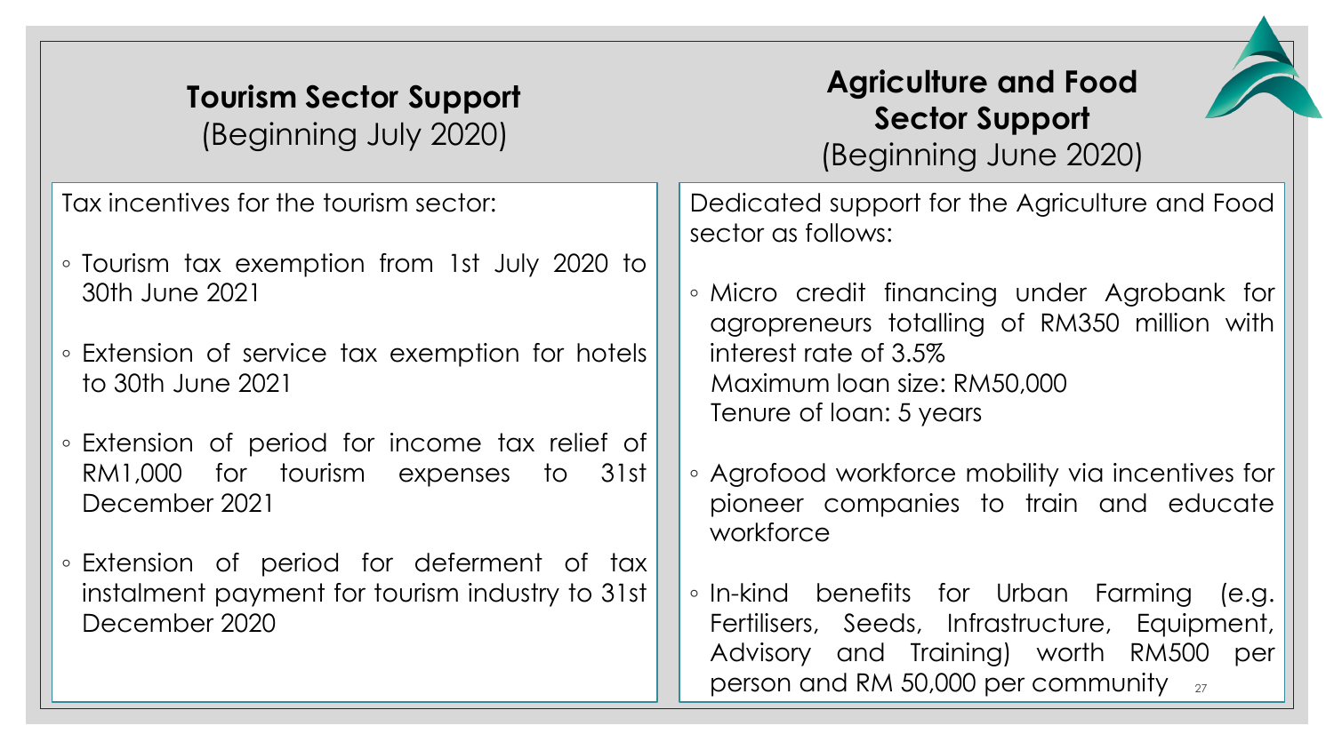## **Tourism Sector Support** (Beginning July 2020)

Tax incentives for the tourism sector:

- Tourism tax exemption from 1st July 2020 to 30th June 2021
- Extension of service tax exemption for hotels to 30th June 2021
- Extension of period for income tax relief of RM1,000 for tourism expenses to 31st December 2021
- Extension of period for deferment of tax instalment payment for tourism industry to 31st December 2020

## **Agriculture and Food Sector Support** (Beginning June 2020)

Dedicated support for the Agriculture and Food sector as follows:

- Micro credit financing under Agrobank for agropreneurs totalling of RM350 million with interest rate of 3.5%
  Maximum loan size: RM50,000
  Tenure of loan: 5 years
- Agrofood workforce mobility via incentives for pioneer companies to train and educate workforce
- In-kind benefits for Urban Farming (e.g. Fertilisers, Seeds, Infrastructure, Equipment, Advisory and Training) worth RM500 per person and RM 50,000 per community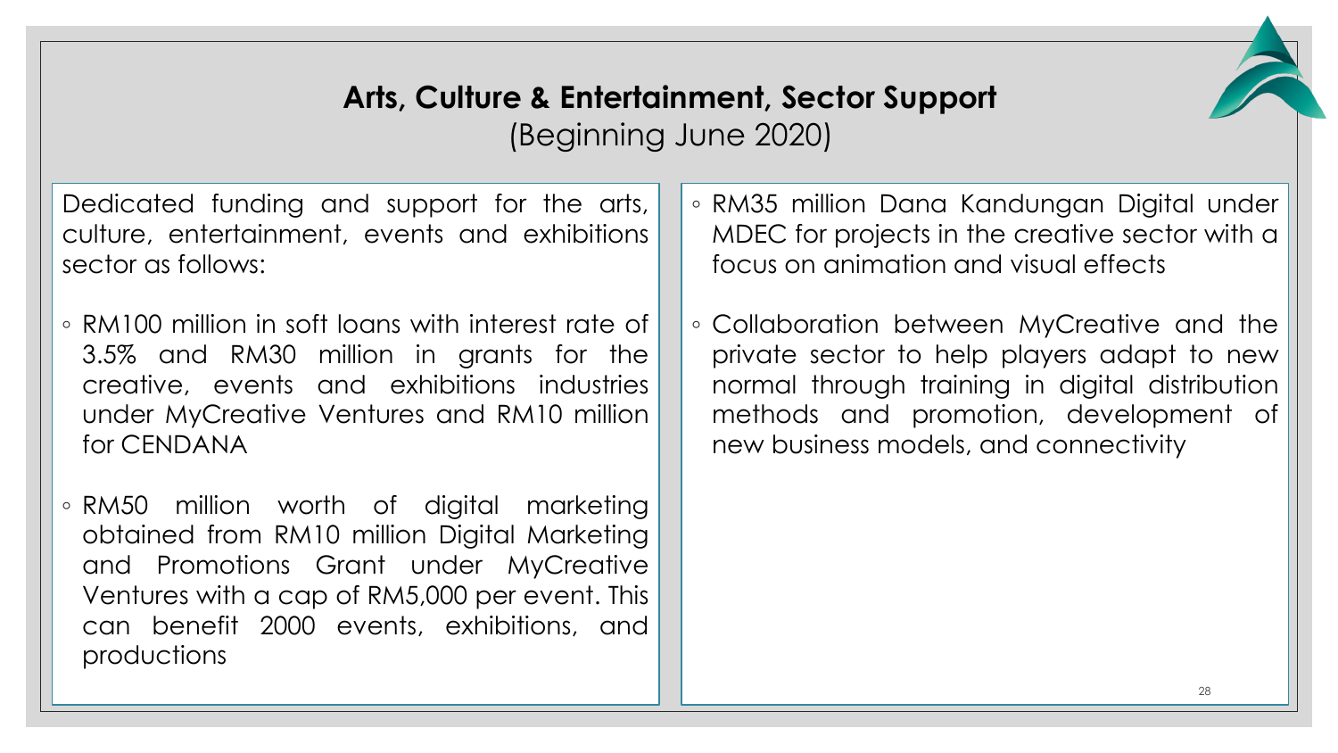# Arts, Culture & Entertainment, Sector Support

(Beginning June 2020)

Dedicated funding and support for the arts, culture, entertainment, events and exhibitions sector as follows:

- RM100 million in soft loans with interest rate of 3.5% and RM30 million in grants for the creative, events and exhibitions industries under MyCreative Ventures and RM10 million for CENDANA
- RM50 million worth of digital marketing obtained from RM10 million Digital Marketing and Promotions Grant under MyCreative Ventures with a cap of RM5,000 per event. This can benefit 2000 events, exhibitions, and productions
- RM35 million Dana Kandungan Digital under MDEC for projects in the creative sector with a focus on animation and visual effects
- Collaboration between MyCreative and the private sector to help players adapt to new normal through training in digital distribution methods and promotion, development of new business models, and connectivity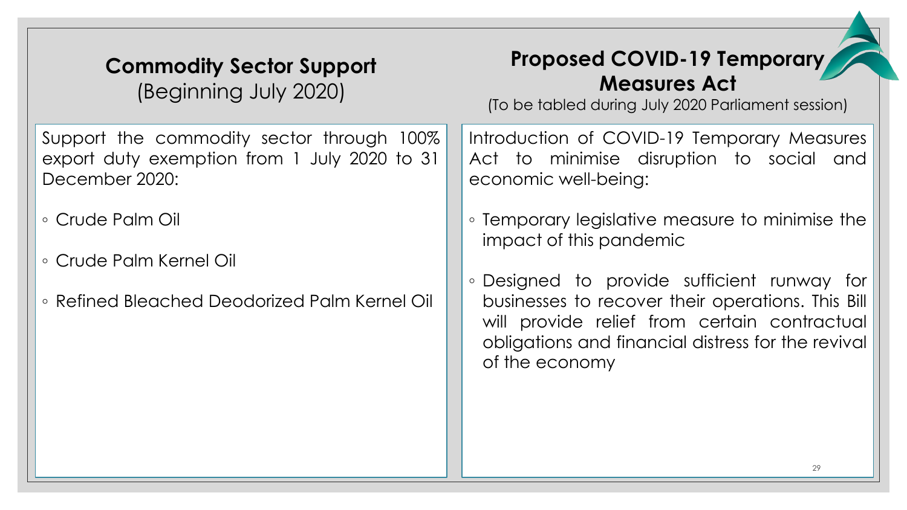## Commodity Sector Support
(Beginning July 2020)

Support the commodity sector through 100% export duty exemption from 1 July 2020 to 31 December 2020:

- Crude Palm Oil
- Crude Palm Kernel Oil
- Refined Bleached Deodorized Palm Kernel Oil

## Proposed COVID-19 Temporary Measures Act
(To be tabled during July 2020 Parliament session)

Introduction of COVID-19 Temporary Measures Act to minimise disruption to social and economic well-being:

- Temporary legislative measure to minimise the impact of this pandemic
- Designed to provide sufficient runway for businesses to recover their operations. This Bill will provide relief from certain contractual obligations and financial distress for the revival of the economy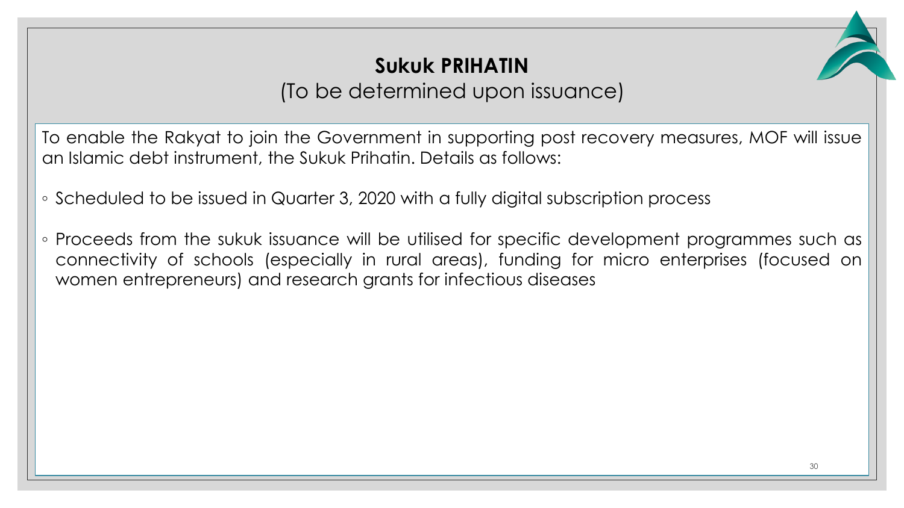## **Sukuk PRIHATIN**

(To be determined upon issuance)

To enable the Rakyat to join the Government in supporting post recovery measures, MOF will issue an Islamic debt instrument, the Sukuk Prihatin. Details as follows:

- Scheduled to be issued in Quarter 3, 2020 with a fully digital subscription process
- Proceeds from the sukuk issuance will be utilised for specific development programmes such as connectivity of schools (especially in rural areas), funding for micro enterprises (focused on women entrepreneurs) and research grants for infectious diseases